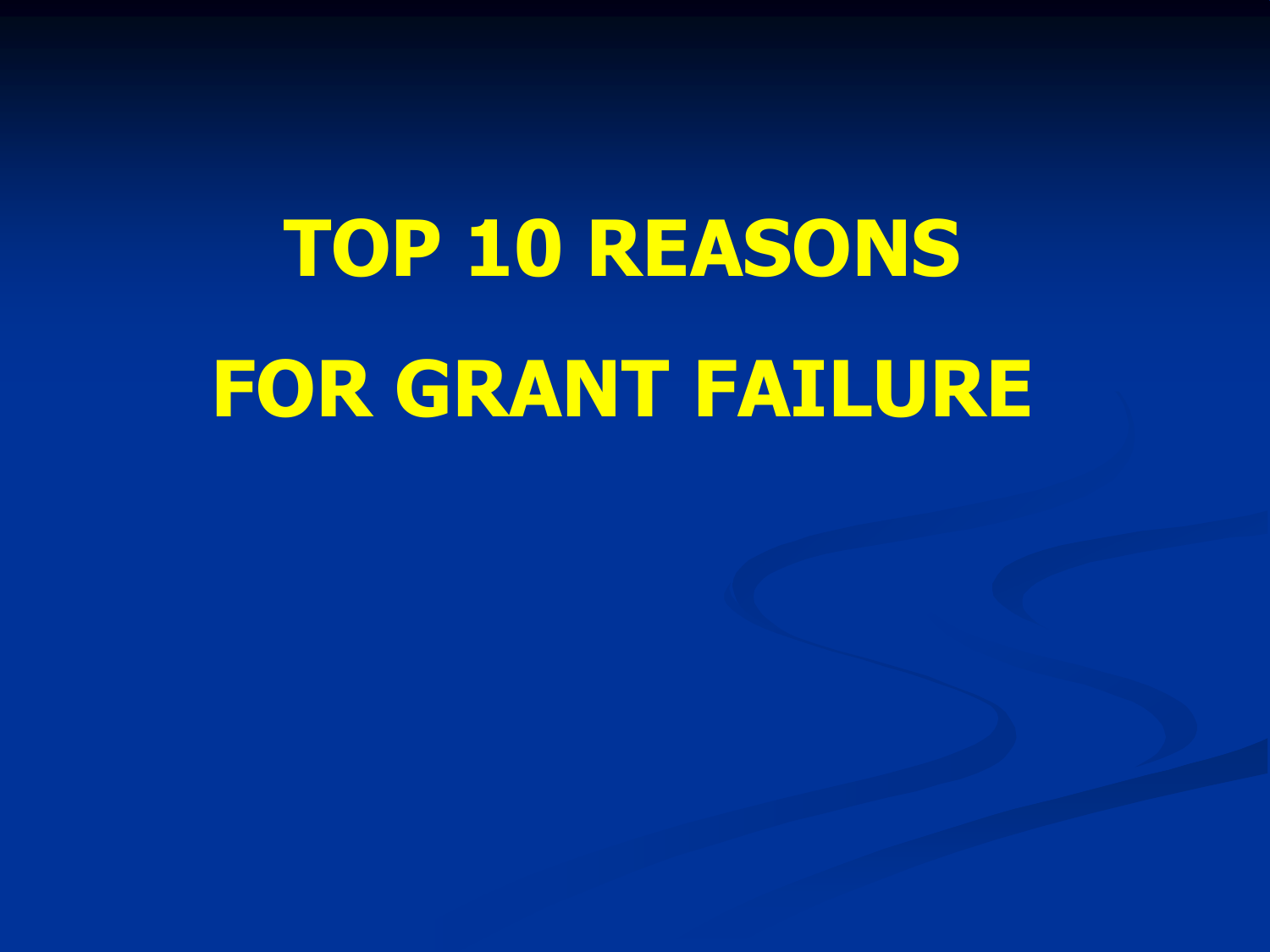# TOP 10 REASONS FOR GRANT FAILURE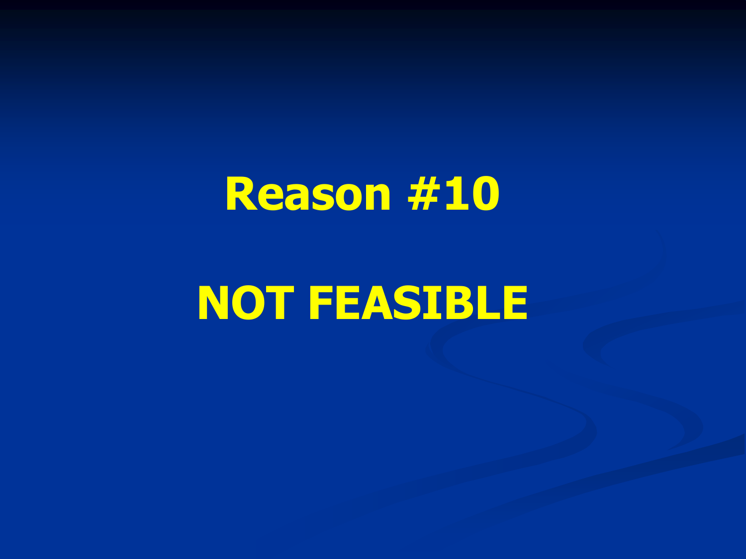# Reason #10

# NOT FEASIBLE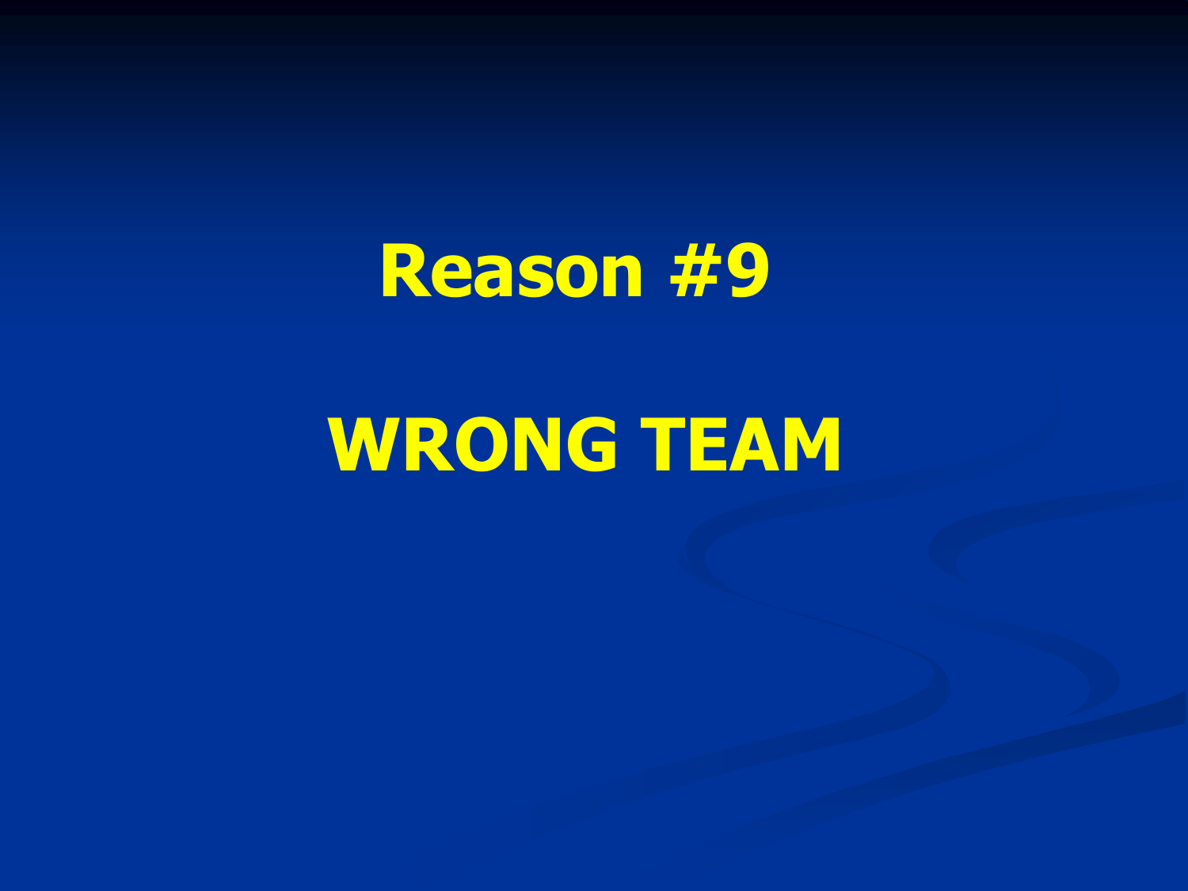# Reason #9

# WRONG TEAM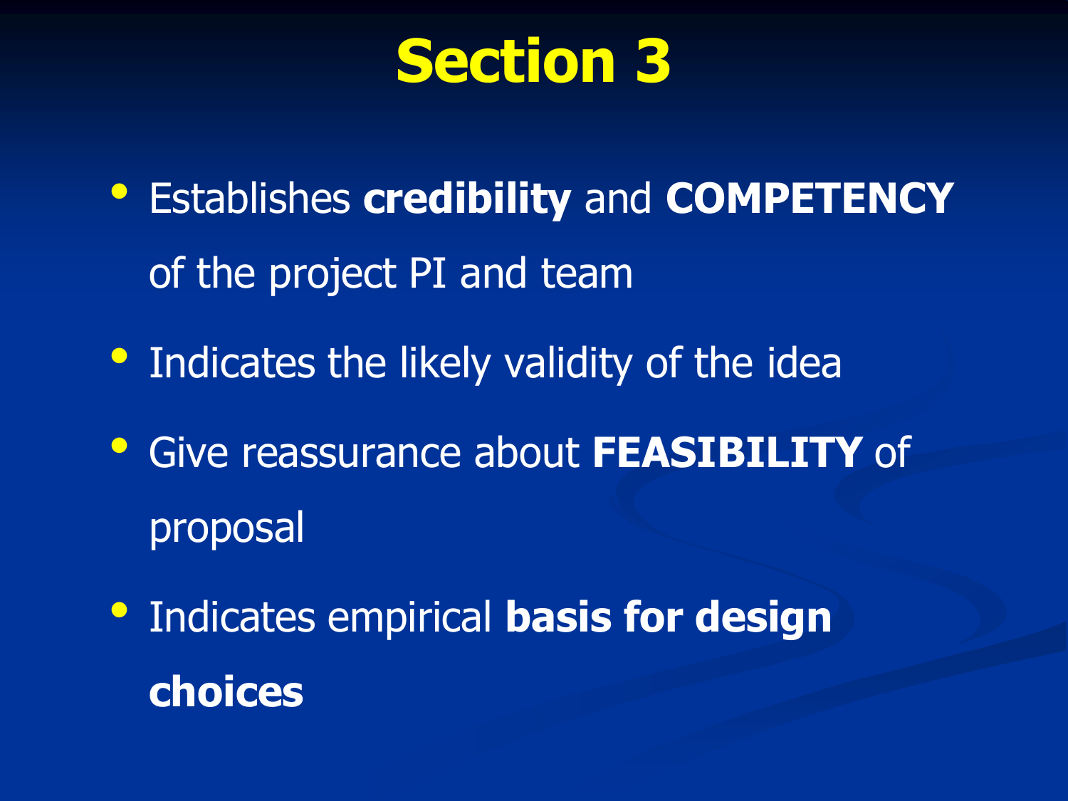# Section 3

- Establishes **credibility** and **COMPETENCY** of the project PI and team
- Indicates the likely validity of the idea
- Give reassurance about **FEASIBILITY** of proposal
- Indicates empirical **basis for design choices**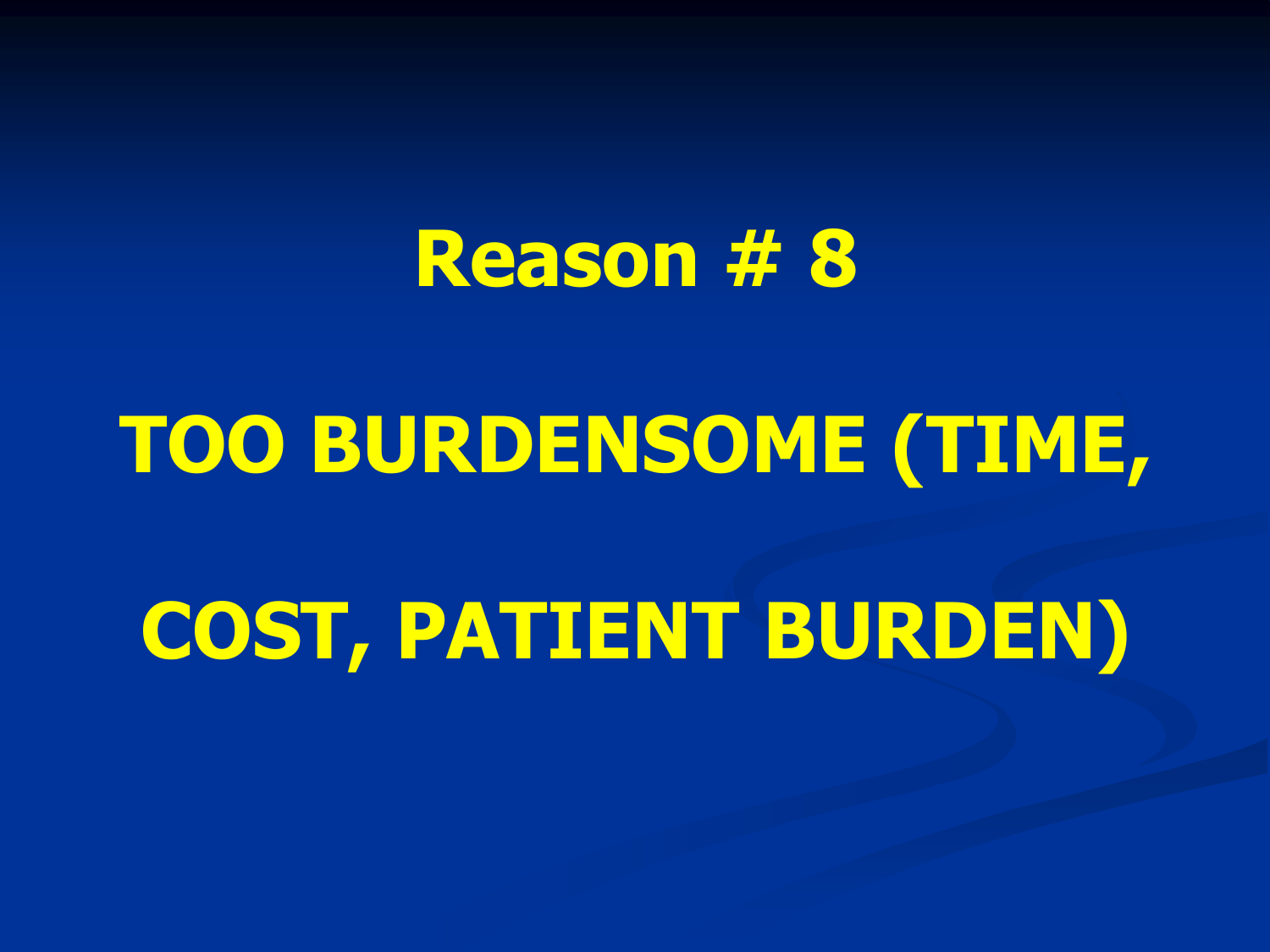# Reason # 8

# TOO BURDENSOME (TIME, COST, PATIENT BURDEN)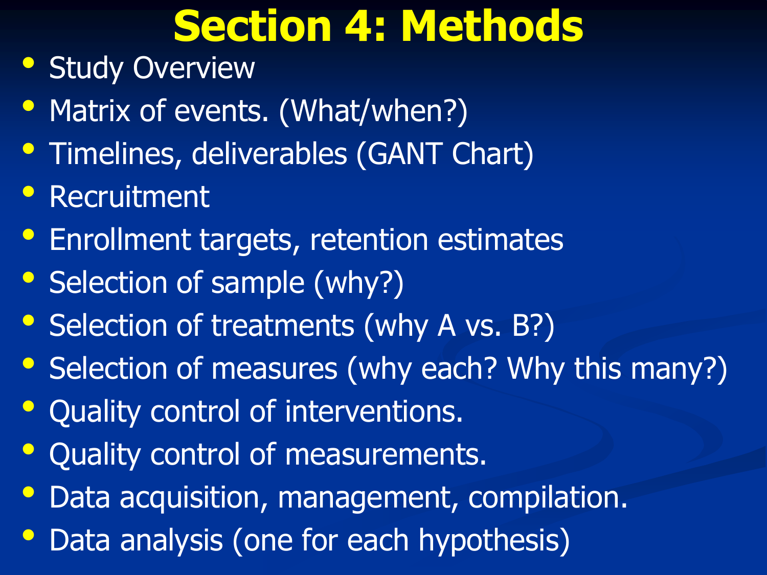# Section 4: Methods

- Study Overview
- Matrix of events. (What/when?)
- Timelines, deliverables (GANT Chart)
- Recruitment
- Enrollment targets, retention estimates
- Selection of sample (why?)
- Selection of treatments (why A vs. B?)
- Selection of measures (why each? Why this many?)
- Quality control of interventions.
- Quality control of measurements.
- Data acquisition, management, compilation.
- Data analysis (one for each hypothesis)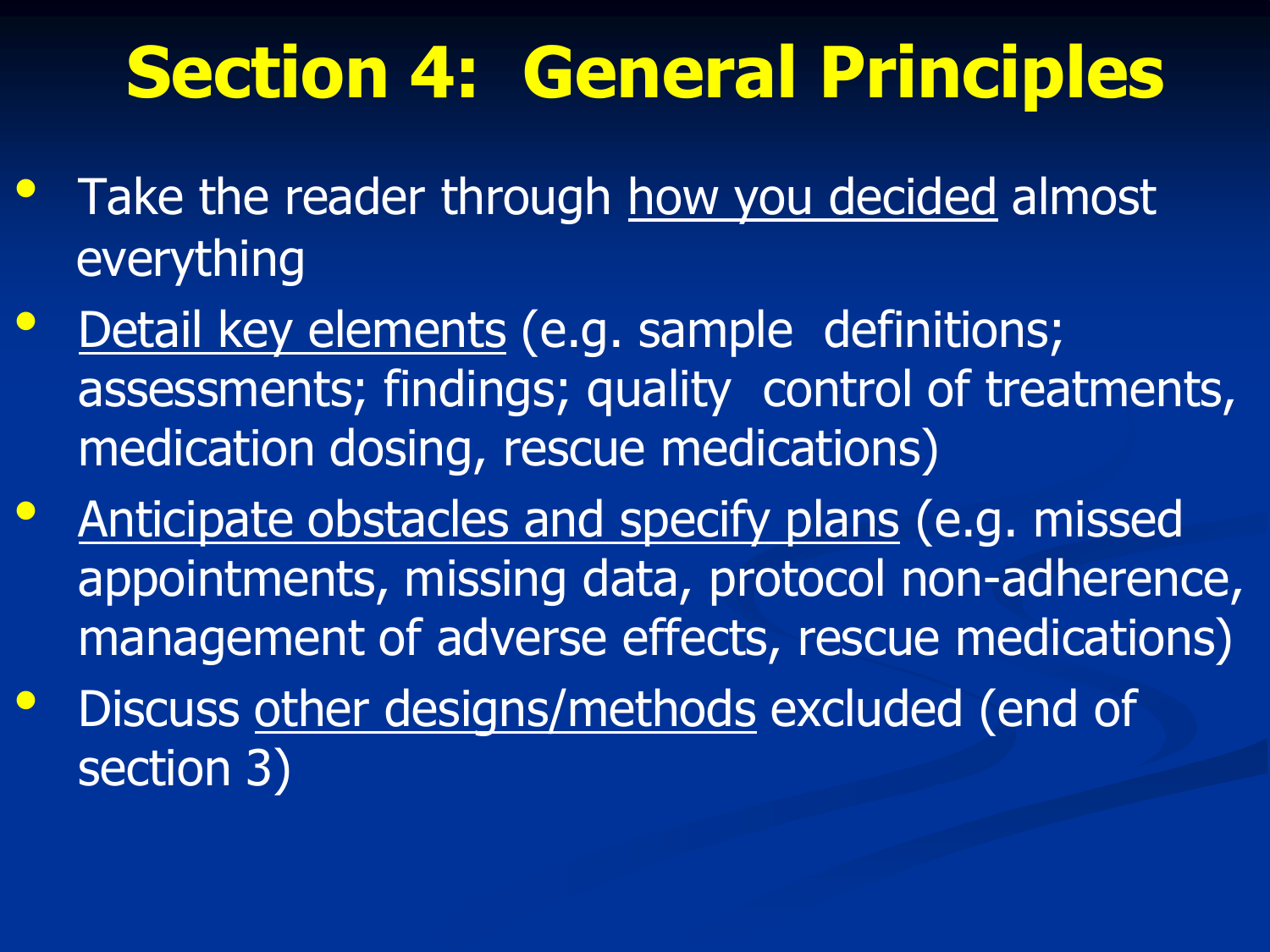# Section 4: General Principles

- Take the reader through how you decided almost everything
- Detail key elements (e.g. sample definitions; assessments; findings; quality control of treatments, medication dosing, rescue medications)
- Anticipate obstacles and specify plans (e.g. missed appointments, missing data, protocol non-adherence, management of adverse effects, rescue medications)
- Discuss other designs/methods excluded (end of section 3)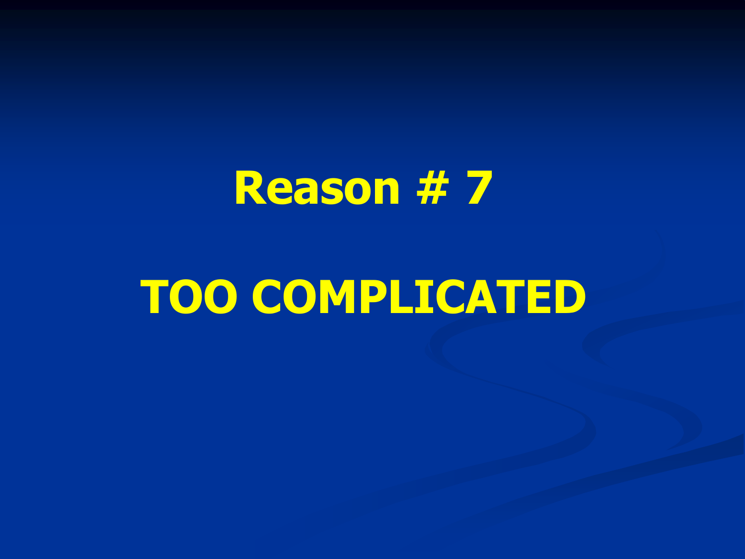# Reason # 7

# TOO COMPLICATED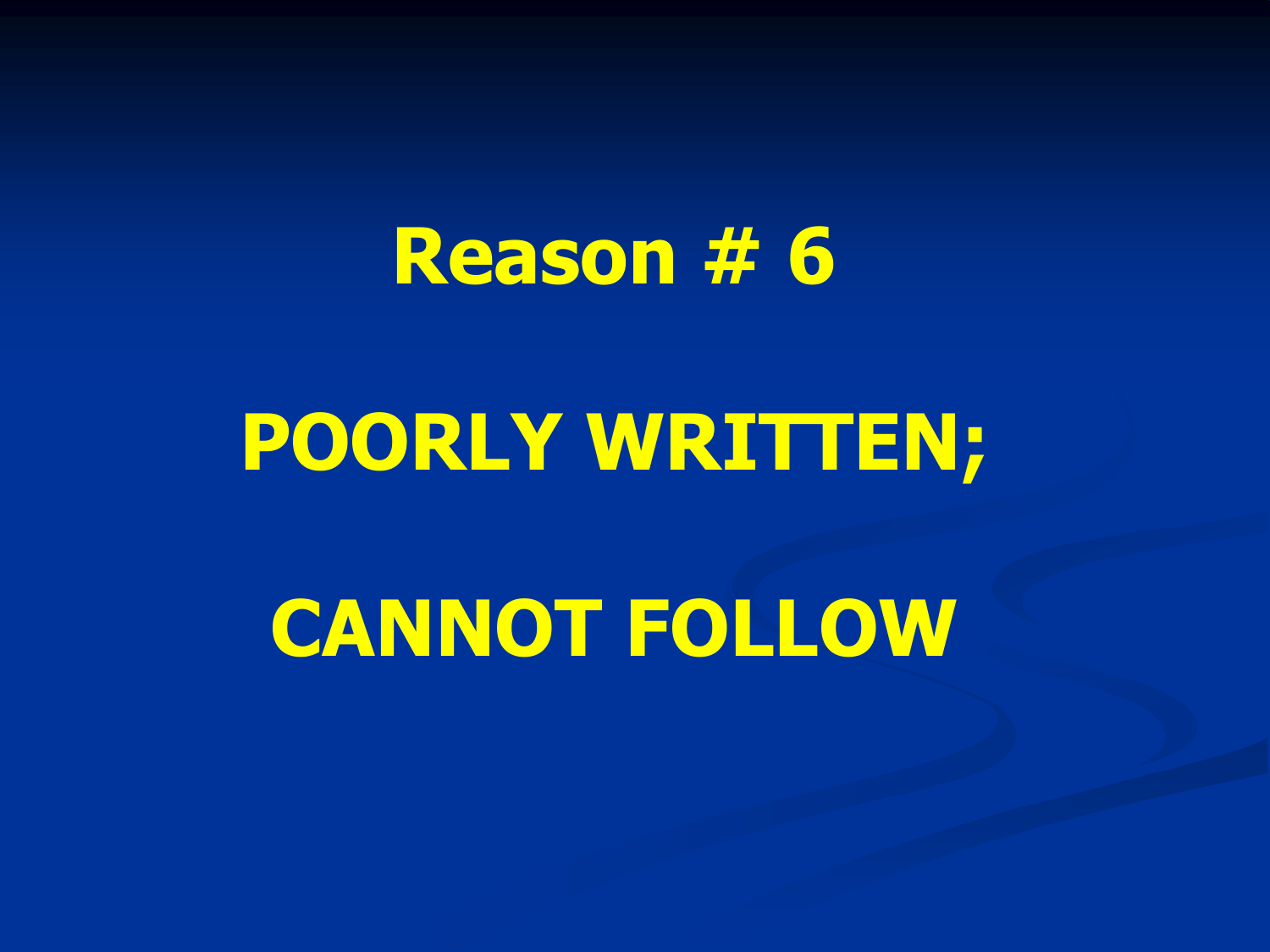# Reason # 6

# POORLY WRITTEN;

# CANNOT FOLLOW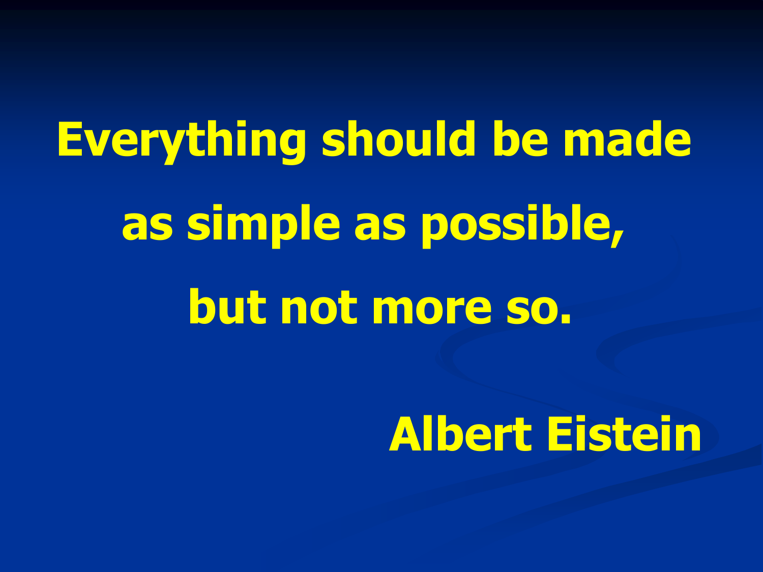**Everything should be made as simple as possible, but not more so.**

**Albert Eistein**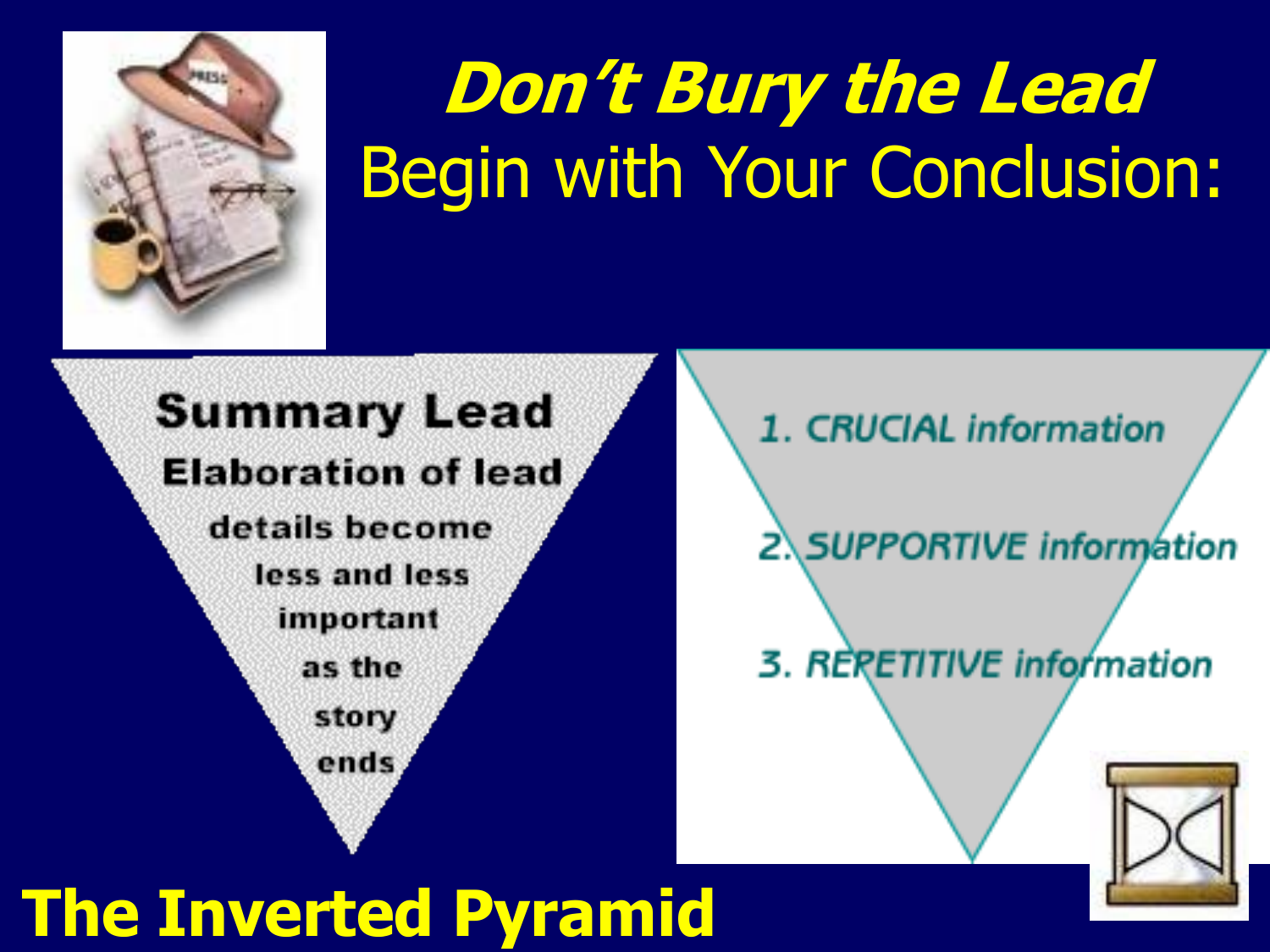# *Don't Bury the Lead*

## Begin with Your Conclusion:

**Summary Lead**

**Elaboration of lead**

**details become less and less important as the story ends**

1. *CRUCIAL information*
2. *SUPPORTIVE information*
3. *REPETITIVE information*

# The Inverted Pyramid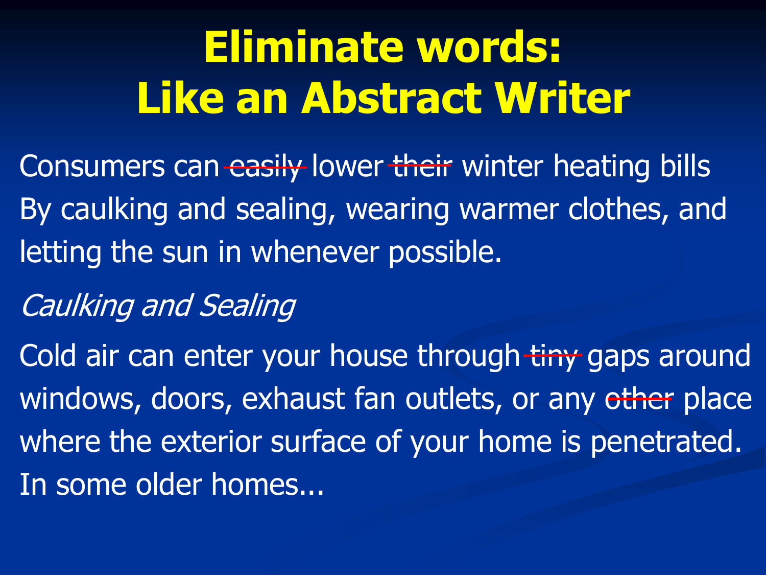# Eliminate words: Like an Abstract Writer

Consumers can ~~easily~~ lower ~~their~~ winter heating bills By caulking and sealing, wearing warmer clothes, and letting the sun in whenever possible.

*Caulking and Sealing*

Cold air can enter your house through ~~tiny~~ gaps around windows, doors, exhaust fan outlets, or any ~~other~~ place where the exterior surface of your home is penetrated. In some older homes...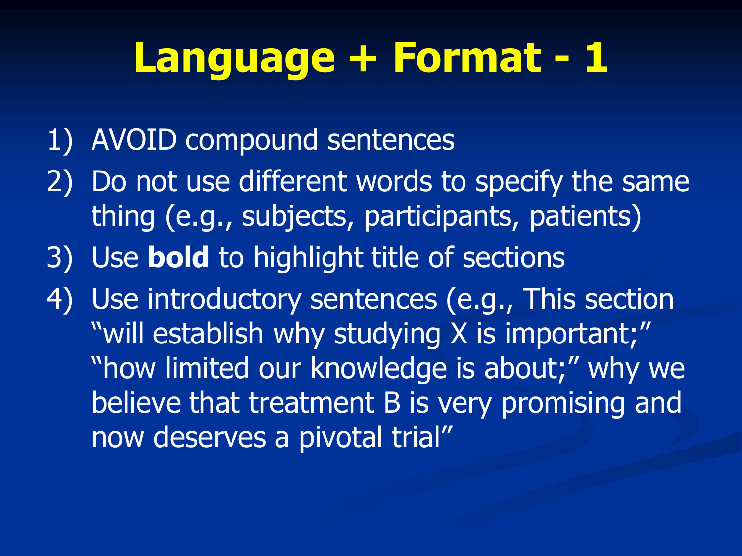# Language + Format - 1

1) AVOID compound sentences
2) Do not use different words to specify the same thing (e.g., subjects, participants, patients)
3) Use **bold** to highlight title of sections
4) Use introductory sentences (e.g., This section "will establish why studying X is important;" "how limited our knowledge is about;" why we believe that treatment B is very promising and now deserves a pivotal trial"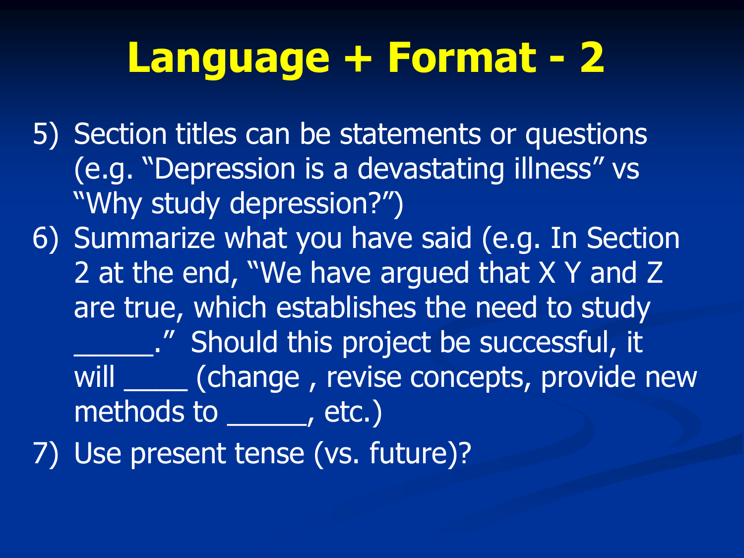# Language + Format - 2

5) Section titles can be statements or questions (e.g. "Depression is a devastating illness" vs "Why study depression?")
6) Summarize what you have said (e.g. In Section 2 at the end, "We have argued that X Y and Z are true, which establishes the need to study _____."  Should this project be successful, it will ____ (change , revise concepts, provide new methods to _____, etc.)
7) Use present tense (vs. future)?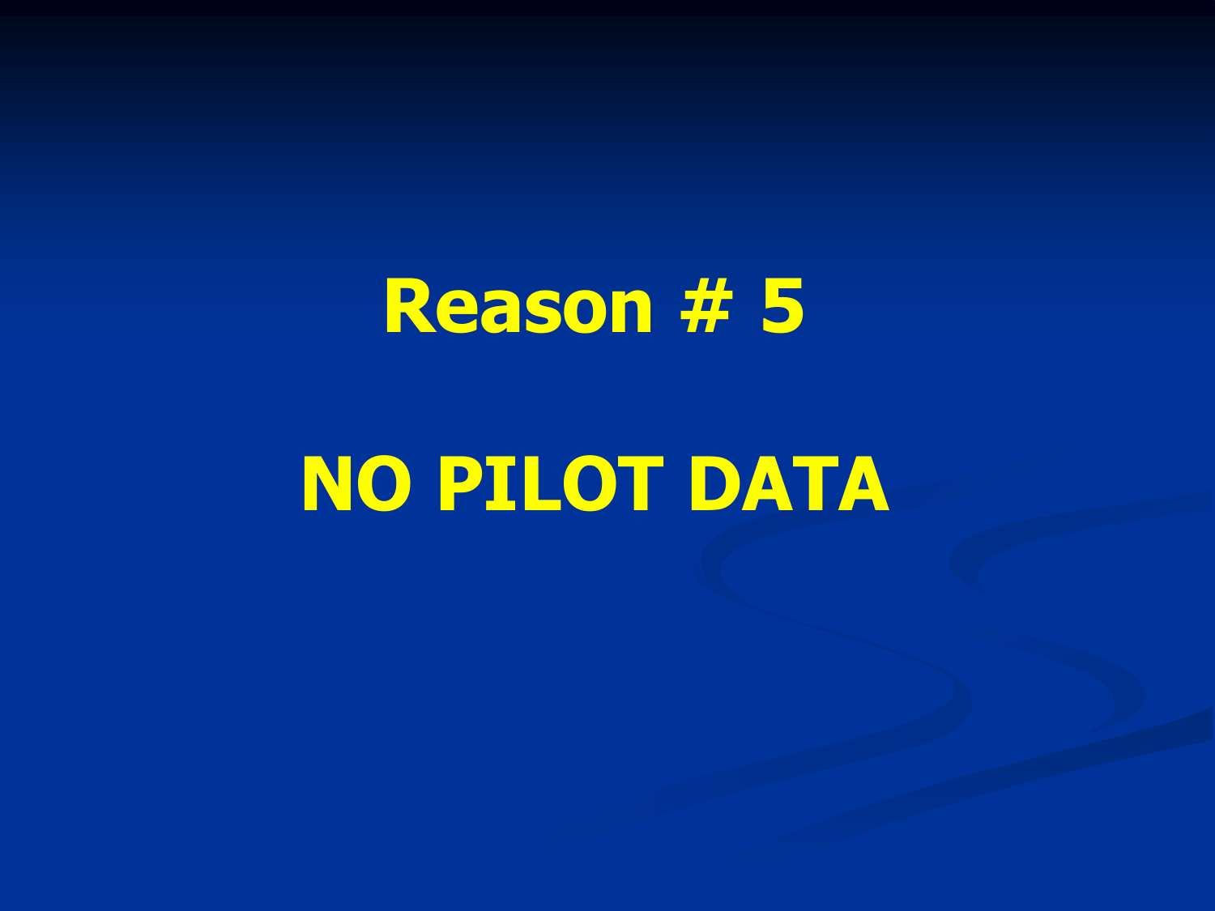# Reason # 5

# NO PILOT DATA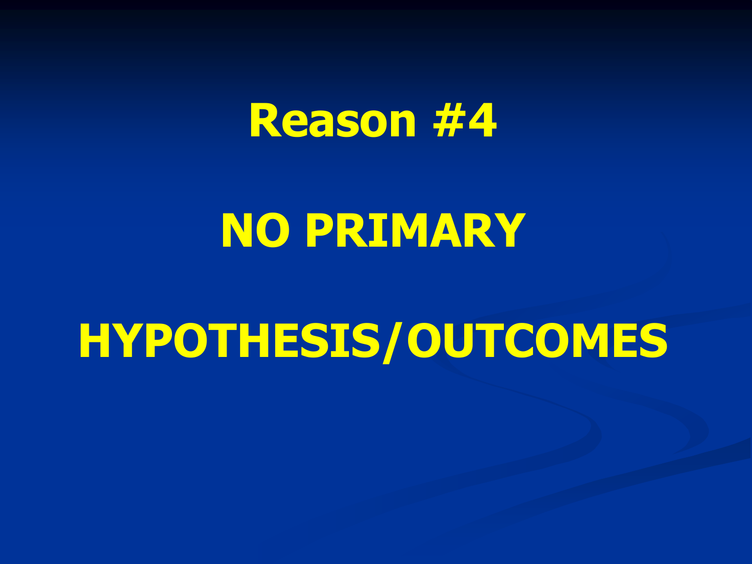# Reason #4

# NO PRIMARY HYPOTHESIS/OUTCOMES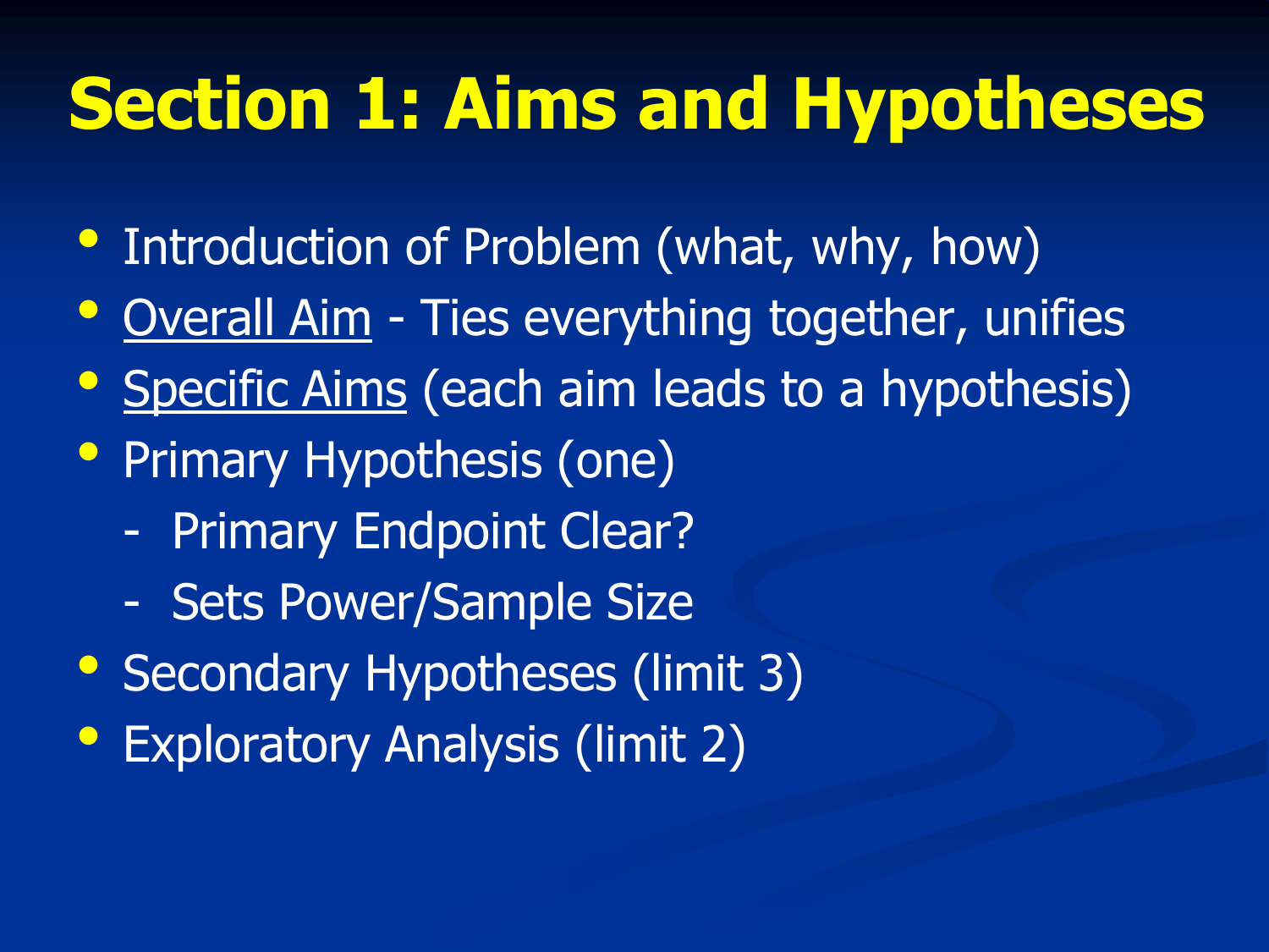# Section 1: Aims and Hypotheses

- Introduction of Problem (what, why, how)
- <u>Overall Aim</u> - Ties everything together, unifies
- <u>Specific Aims</u> (each aim leads to a hypothesis)
- Primary Hypothesis (one)
  - Primary Endpoint Clear?
  - Sets Power/Sample Size
- Secondary Hypotheses (limit 3)
- Exploratory Analysis (limit 2)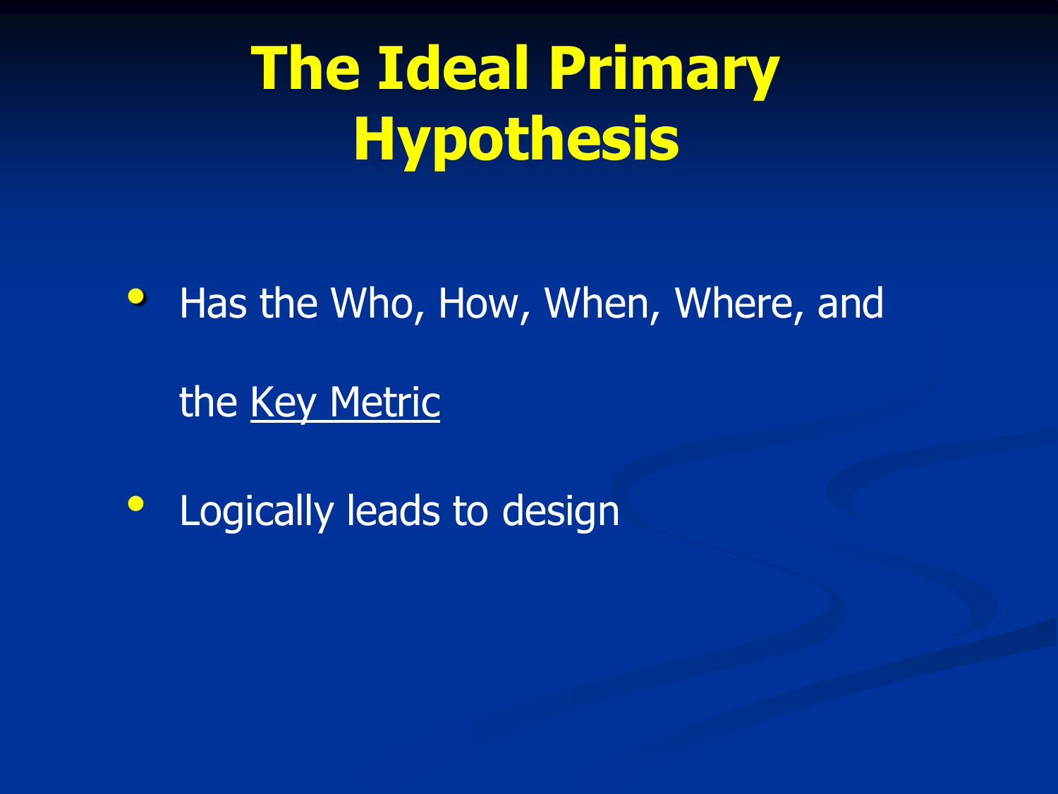# The Ideal Primary Hypothesis

- Has the Who, How, When, Where, and the Key Metric
- Logically leads to design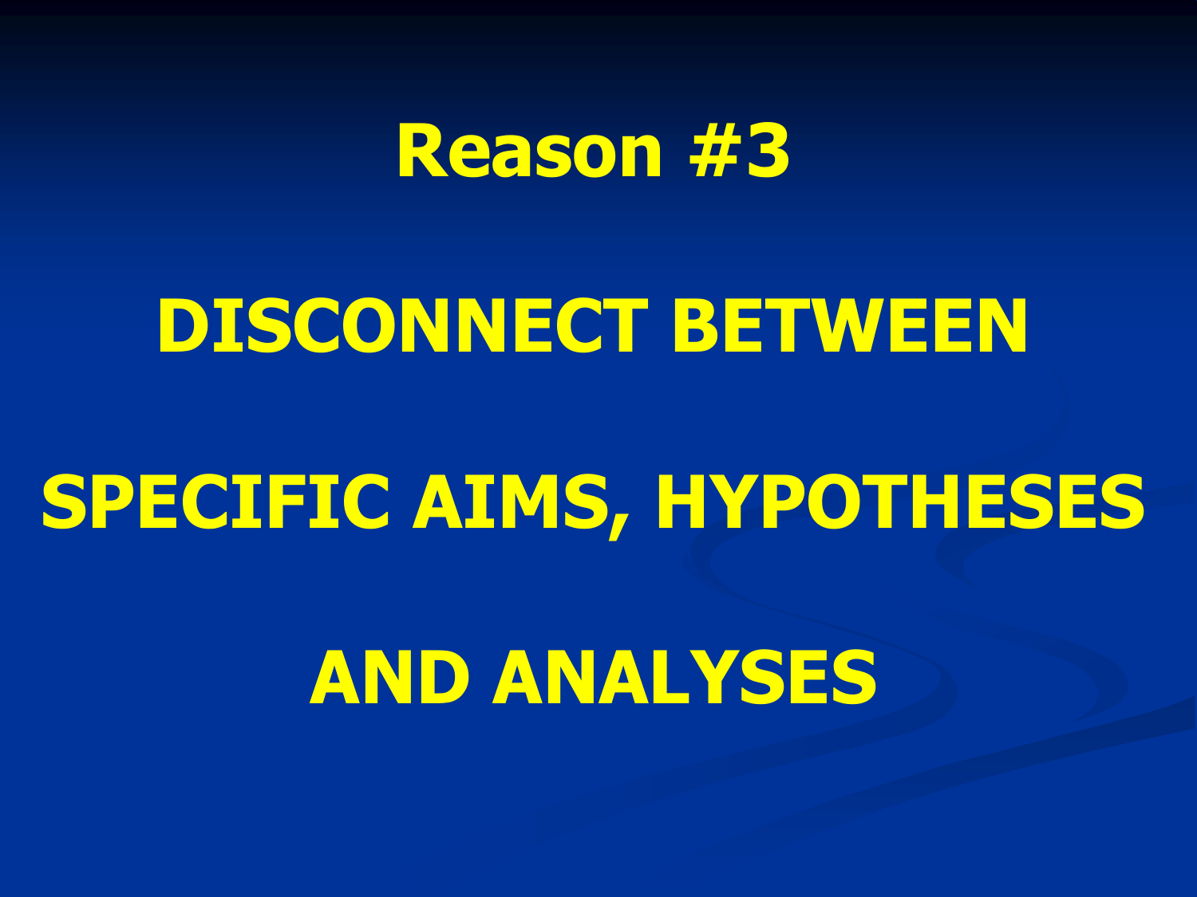# Reason #3

## DISCONNECT BETWEEN

## SPECIFIC AIMS, HYPOTHESES

## AND ANALYSES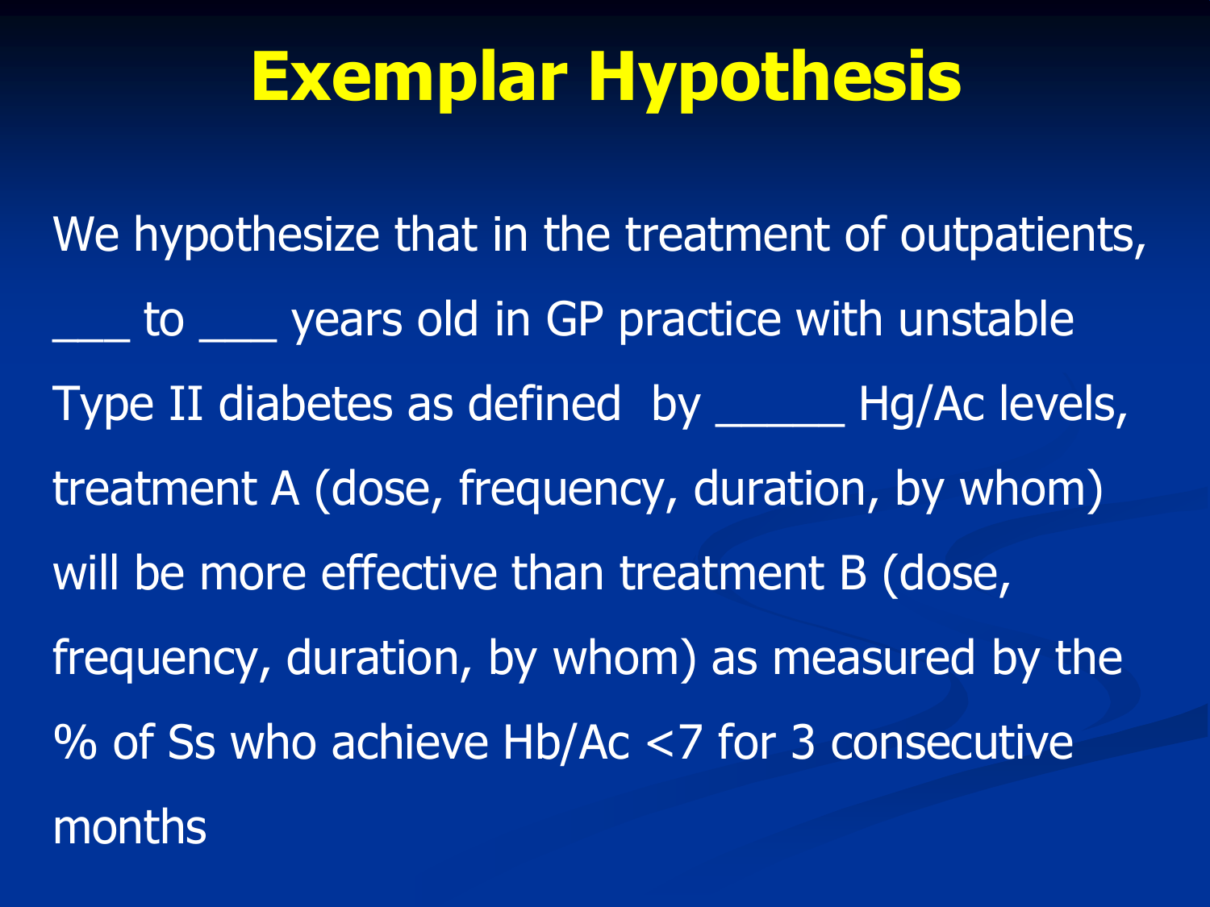# Exemplar Hypothesis

We hypothesize that in the treatment of outpatients, ___ to ___ years old in GP practice with unstable Type II diabetes as defined by _____ Hg/Ac levels, treatment A (dose, frequency, duration, by whom) will be more effective than treatment B (dose, frequency, duration, by whom) as measured by the % of Ss who achieve Hb/Ac <7 for 3 consecutive months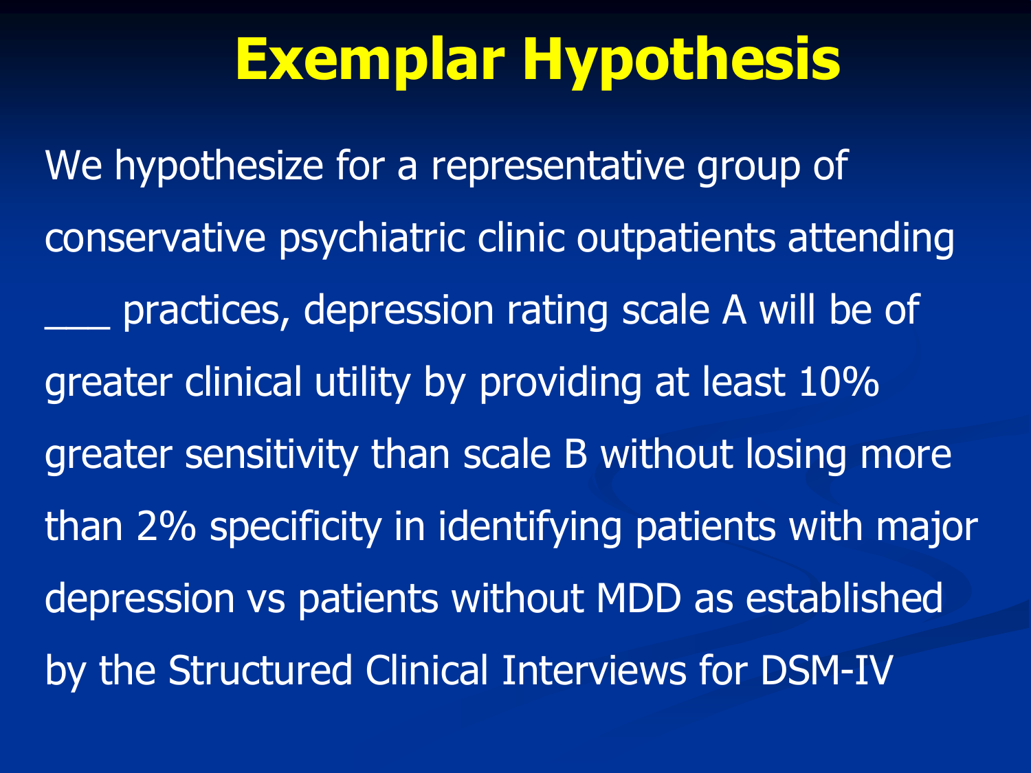# Exemplar Hypothesis

We hypothesize for a representative group of conservative psychiatric clinic outpatients attending ___ practices, depression rating scale A will be of greater clinical utility by providing at least 10% greater sensitivity than scale B without losing more than 2% specificity in identifying patients with major depression vs patients without MDD as established by the Structured Clinical Interviews for DSM-IV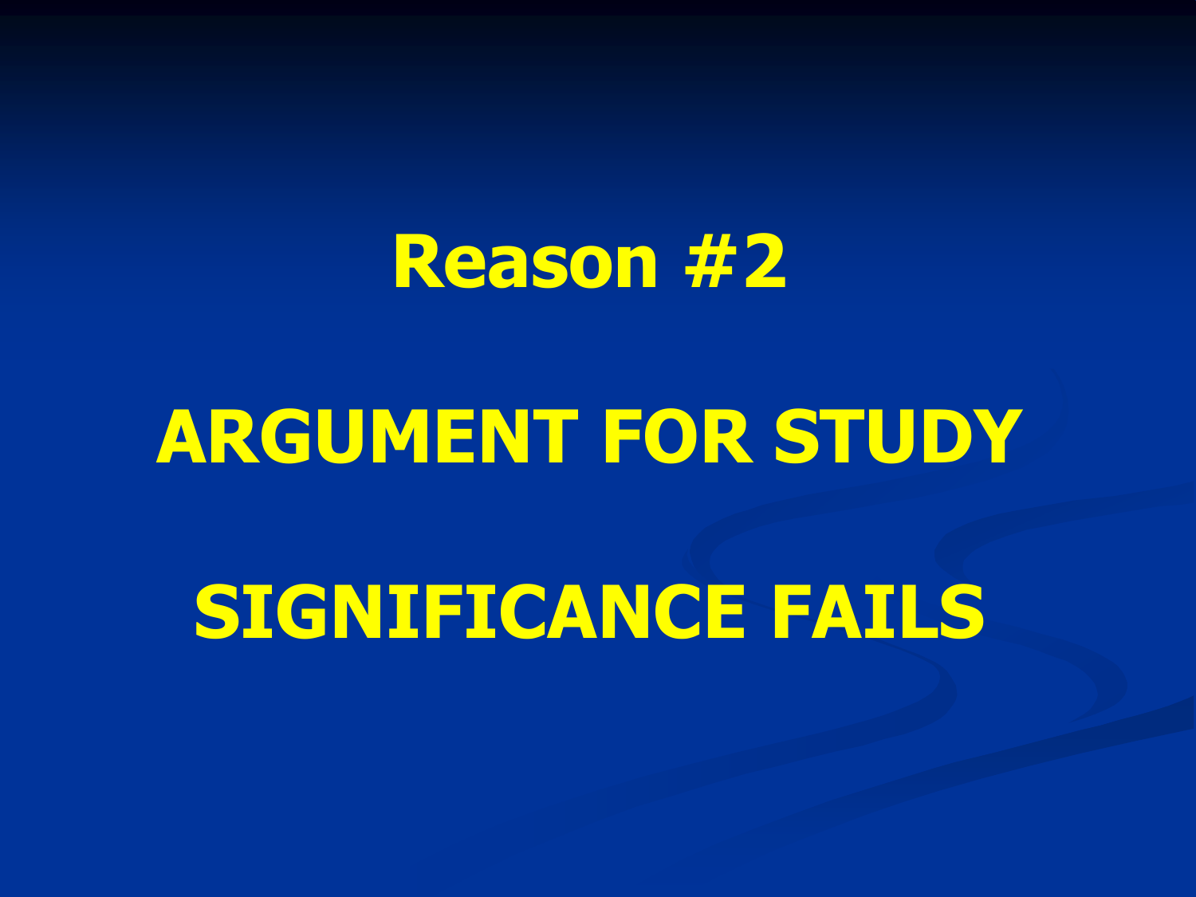# Reason #2

# ARGUMENT FOR STUDY SIGNIFICANCE FAILS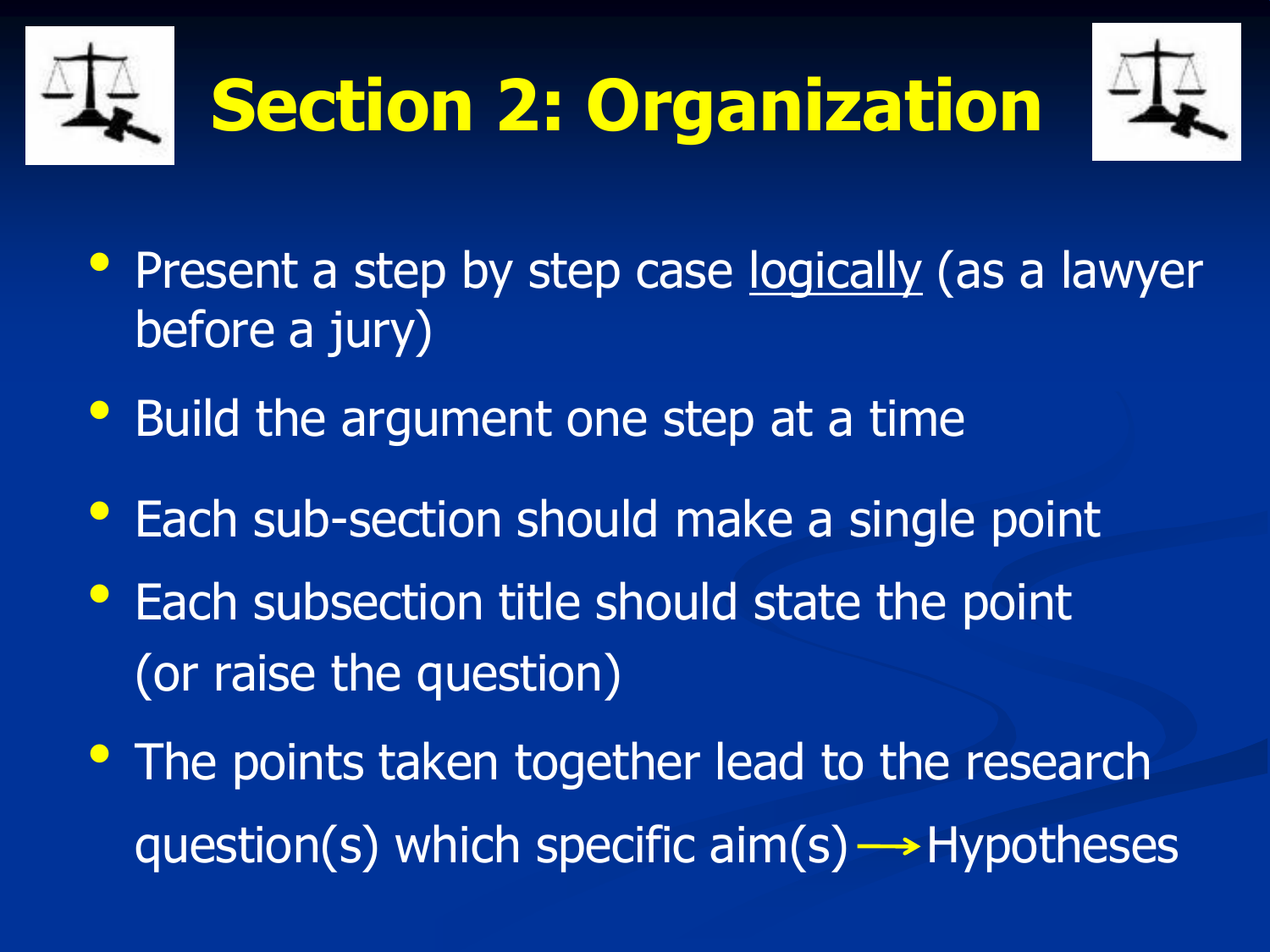# Section 2: Organization

- Present a step by step case logically (as a lawyer before a jury)
- Build the argument one step at a time
- Each sub-section should make a single point
- Each subsection title should state the point (or raise the question)
- The points taken together lead to the research question(s) which specific aim(s) → Hypotheses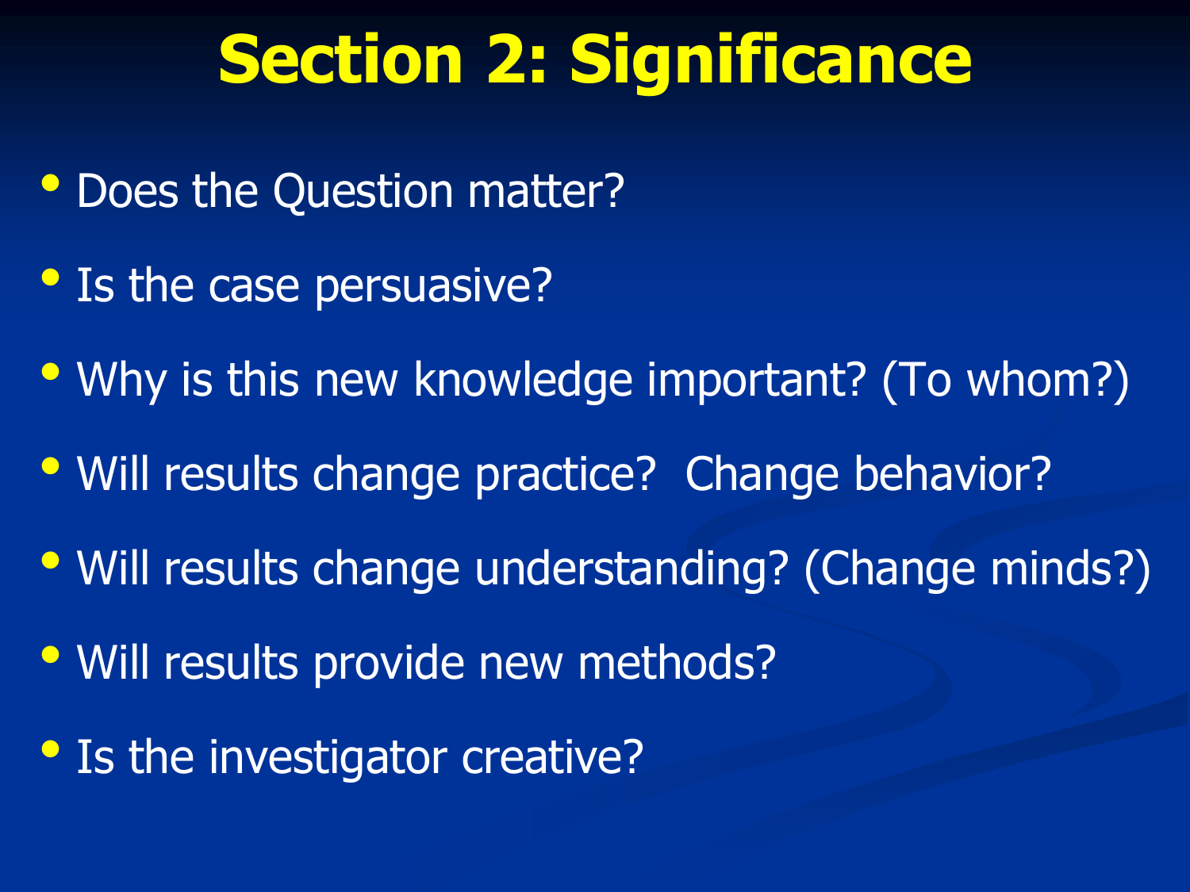# Section 2: Significance

- Does the Question matter?
- Is the case persuasive?
- Why is this new knowledge important? (To whom?)
- Will results change practice? Change behavior?
- Will results change understanding? (Change minds?)
- Will results provide new methods?
- Is the investigator creative?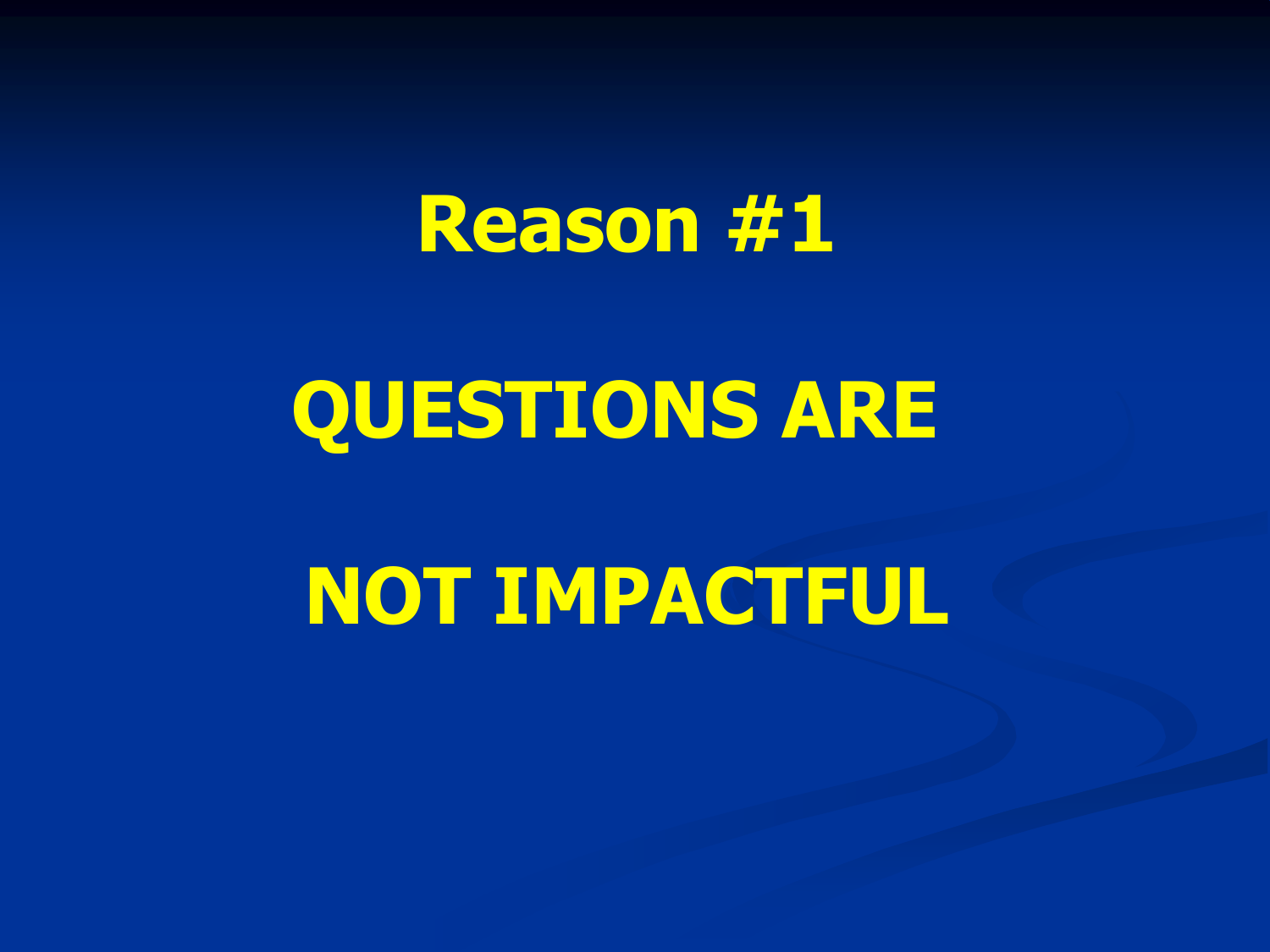# Reason #1

# QUESTIONS ARE

# NOT IMPACTFUL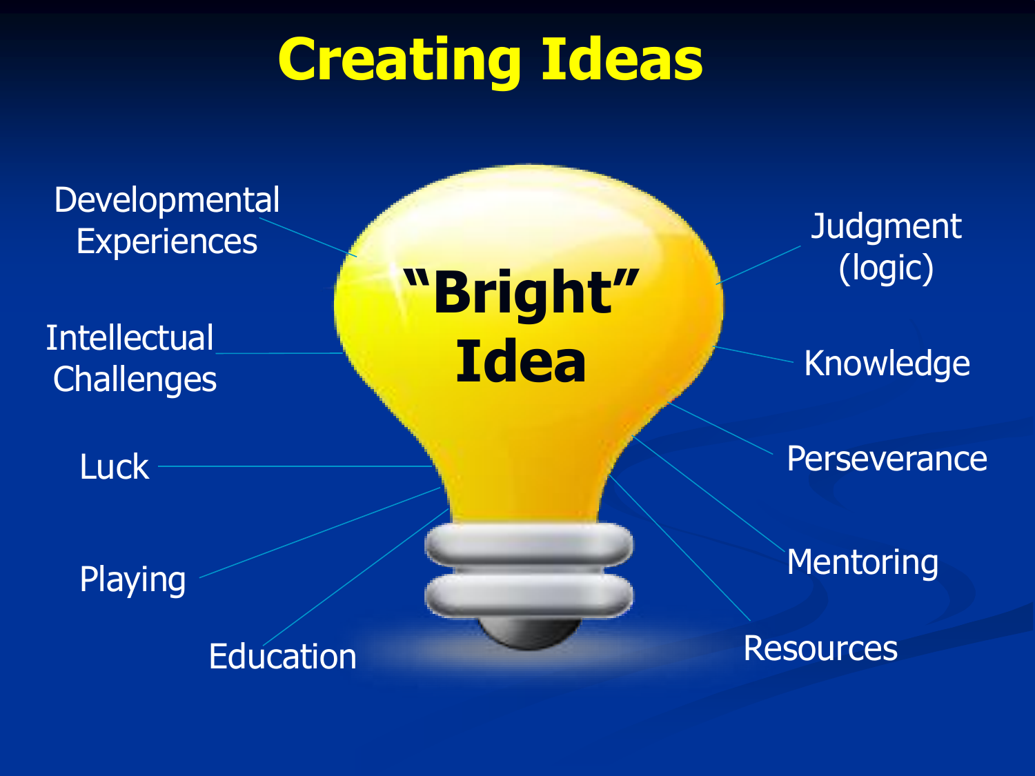# Creating Ideas

"Bright" Idea

Developmental Experiences

Intellectual Challenges

Luck

Playing

Education

Judgment (logic)

Knowledge

Perseverance

Mentoring

Resources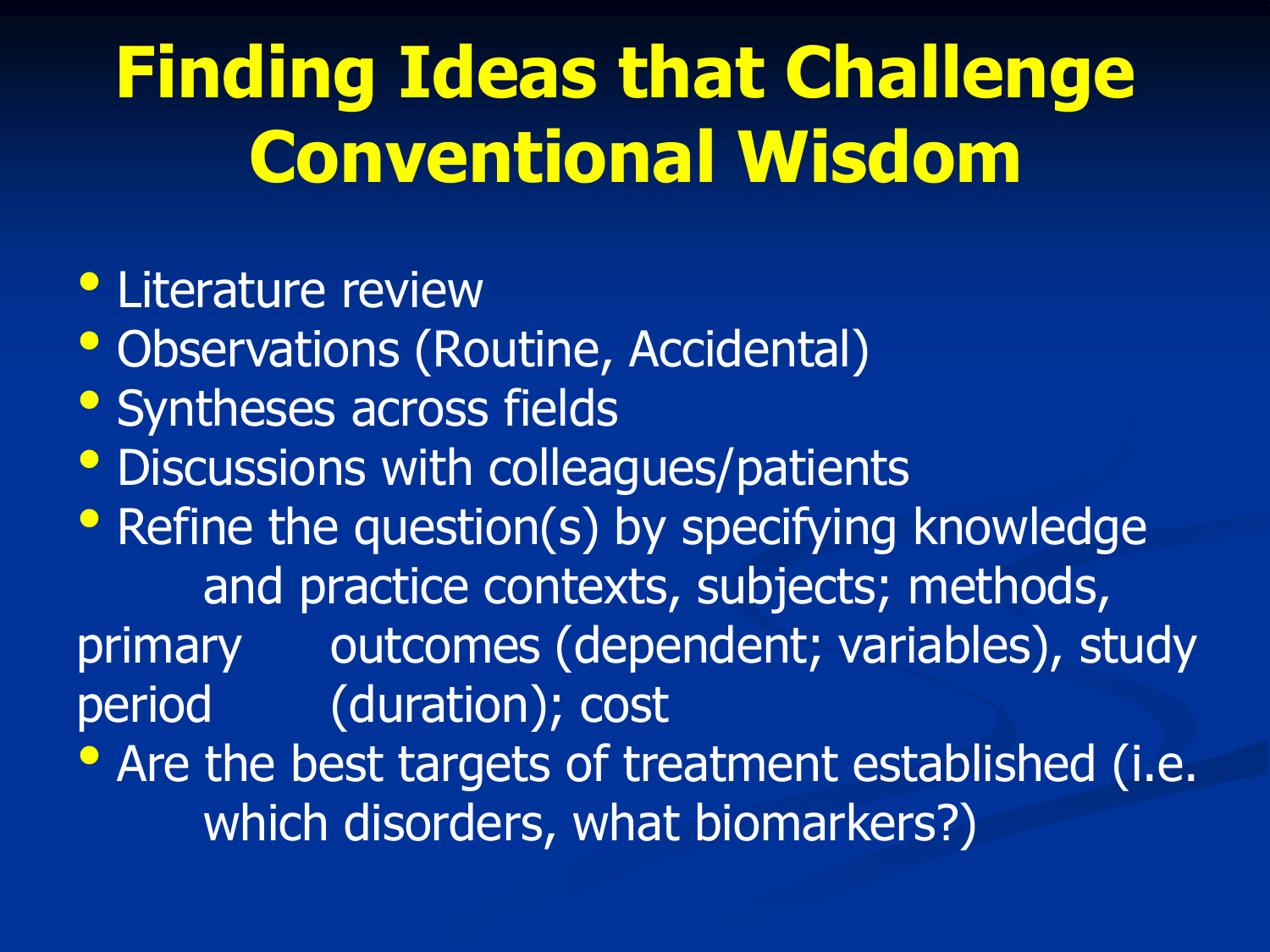# Finding Ideas that Challenge Conventional Wisdom

- Literature review
- Observations (Routine, Accidental)
- Syntheses across fields
- Discussions with colleagues/patients
- Refine the question(s) by specifying knowledge and practice contexts, subjects; methods, primary outcomes (dependent; variables), study period (duration); cost
- Are the best targets of treatment established (i.e. which disorders, what biomarkers?)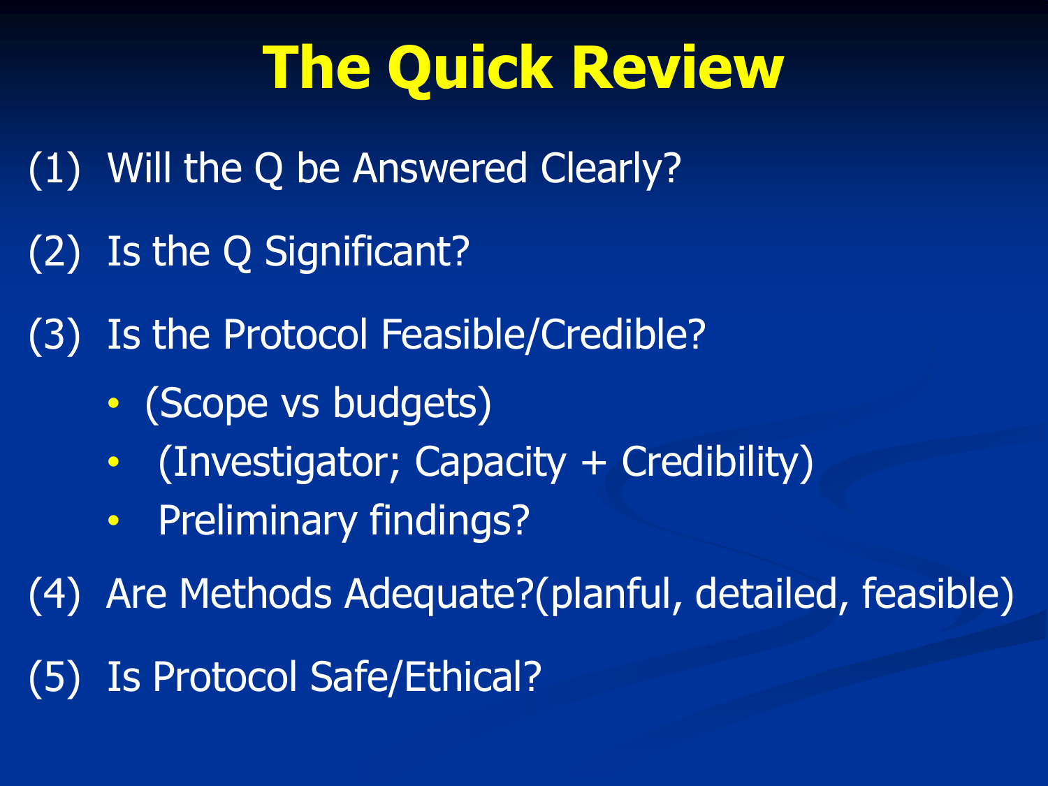# The Quick Review

(1) Will the Q be Answered Clearly?

(2) Is the Q Significant?

(3) Is the Protocol Feasible/Credible?

- (Scope vs budgets)
- (Investigator; Capacity + Credibility)
- Preliminary findings?

(4) Are Methods Adequate?(planful, detailed, feasible)

(5) Is Protocol Safe/Ethical?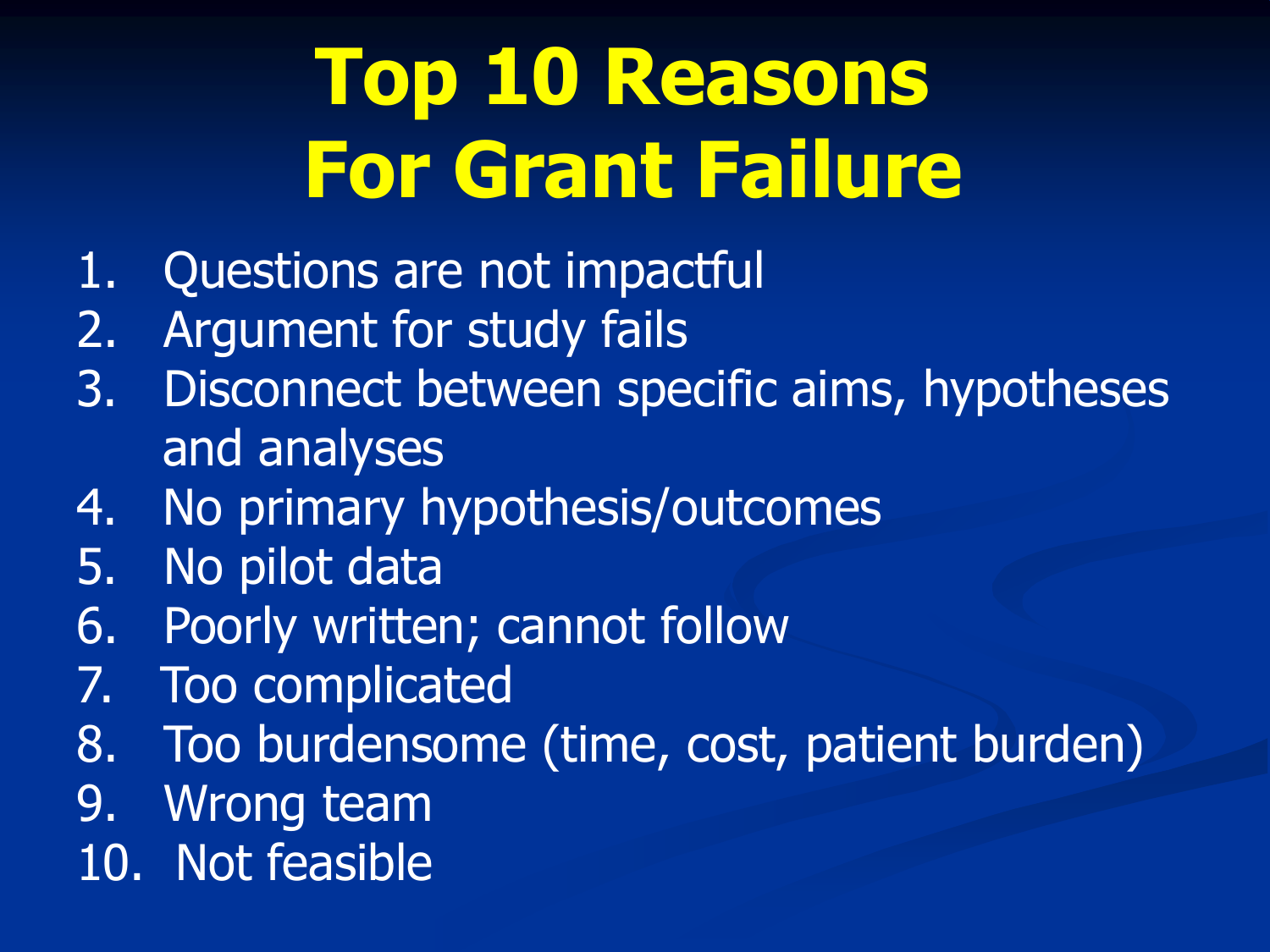# Top 10 Reasons For Grant Failure

1. Questions are not impactful
2. Argument for study fails
3. Disconnect between specific aims, hypotheses and analyses
4. No primary hypothesis/outcomes
5. No pilot data
6. Poorly written; cannot follow
7. Too complicated
8. Too burdensome (time, cost, patient burden)
9. Wrong team
10. Not feasible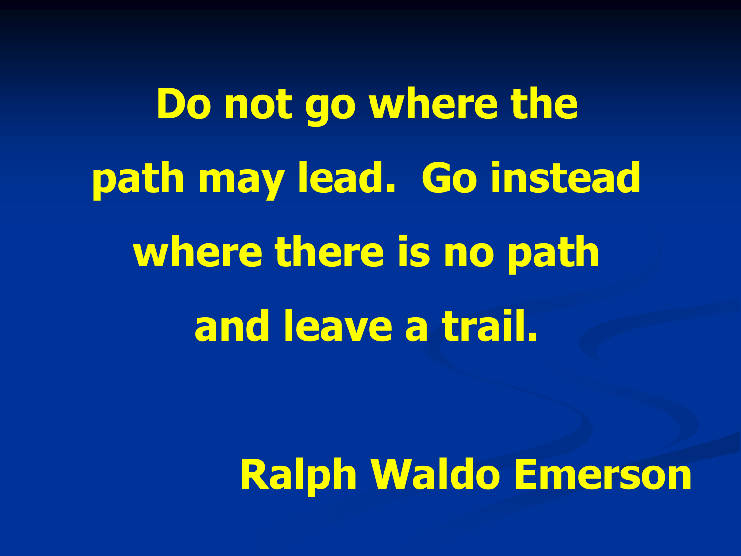**Do not go where the path may lead. Go instead where there is no path and leave a trail.**

**Ralph Waldo Emerson**